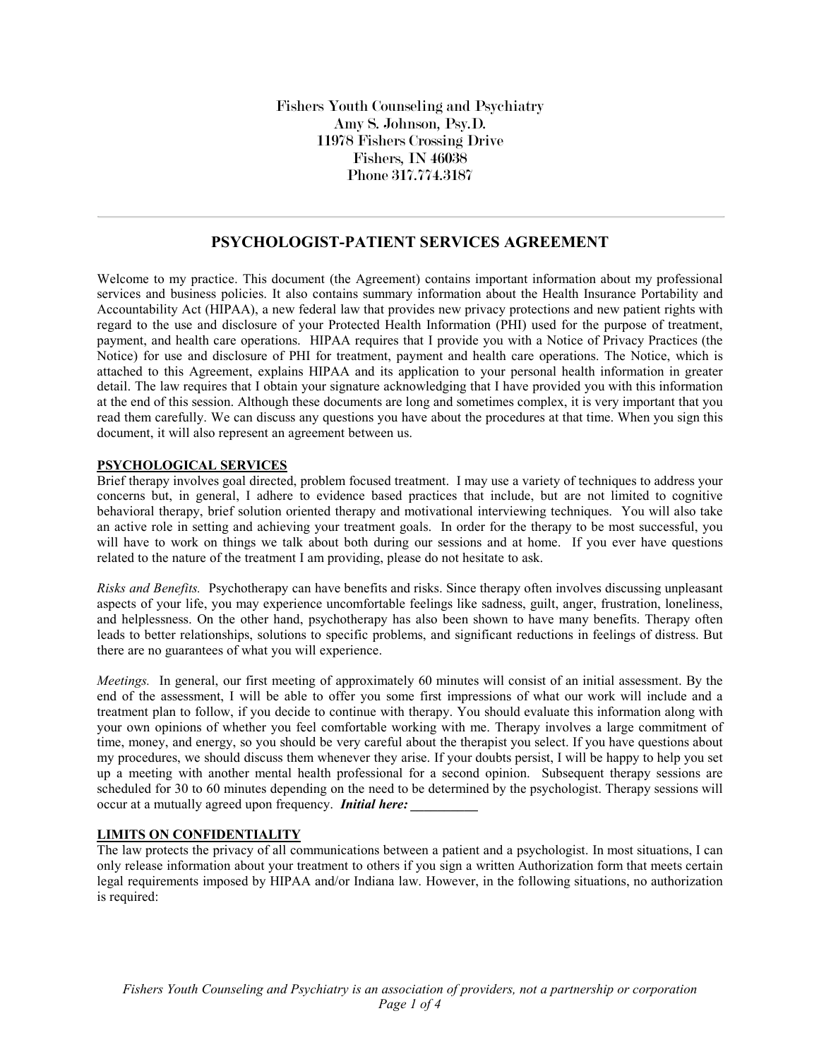Fishers Youth Counseling and Psychiatry
Amy S. Johnson, Psy.D.
11978 Fishers Crossing Drive
Fishers, IN 46038
Phone 317.774.3187

---

# PSYCHOLOGIST-PATIENT SERVICES AGREEMENT

Welcome to my practice. This document (the Agreement) contains important information about my professional services and business policies. It also contains summary information about the Health Insurance Portability and Accountability Act (HIPAA), a new federal law that provides new privacy protections and new patient rights with regard to the use and disclosure of your Protected Health Information (PHI) used for the purpose of treatment, payment, and health care operations. HIPAA requires that I provide you with a Notice of Privacy Practices (the Notice) for use and disclosure of PHI for treatment, payment and health care operations. The Notice, which is attached to this Agreement, explains HIPAA and its application to your personal health information in greater detail. The law requires that I obtain your signature acknowledging that I have provided you with this information at the end of this session. Although these documents are long and sometimes complex, it is very important that you read them carefully. We can discuss any questions you have about the procedures at that time. When you sign this document, it will also represent an agreement between us.

## PSYCHOLOGICAL SERVICES

Brief therapy involves goal directed, problem focused treatment. I may use a variety of techniques to address your concerns but, in general, I adhere to evidence based practices that include, but are not limited to cognitive behavioral therapy, brief solution oriented therapy and motivational interviewing techniques. You will also take an active role in setting and achieving your treatment goals. In order for the therapy to be most successful, you will have to work on things we talk about both during our sessions and at home. If you ever have questions related to the nature of the treatment I am providing, please do not hesitate to ask.

*Risks and Benefits.* Psychotherapy can have benefits and risks. Since therapy often involves discussing unpleasant aspects of your life, you may experience uncomfortable feelings like sadness, guilt, anger, frustration, loneliness, and helplessness. On the other hand, psychotherapy has also been shown to have many benefits. Therapy often leads to better relationships, solutions to specific problems, and significant reductions in feelings of distress. But there are no guarantees of what you will experience.

*Meetings.* In general, our first meeting of approximately 60 minutes will consist of an initial assessment. By the end of the assessment, I will be able to offer you some first impressions of what our work will include and a treatment plan to follow, if you decide to continue with therapy. You should evaluate this information along with your own opinions of whether you feel comfortable working with me. Therapy involves a large commitment of time, money, and energy, so you should be very careful about the therapist you select. If you have questions about my procedures, we should discuss them whenever they arise. If your doubts persist, I will be happy to help you set up a meeting with another mental health professional for a second opinion. Subsequent therapy sessions are scheduled for 30 to 60 minutes depending on the need to be determined by the psychologist. Therapy sessions will occur at a mutually agreed upon frequency. ***Initial here:*** __________

## LIMITS ON CONFIDENTIALITY

The law protects the privacy of all communications between a patient and a psychologist. In most situations, I can only release information about your treatment to others if you sign a written Authorization form that meets certain legal requirements imposed by HIPAA and/or Indiana law. However, in the following situations, no authorization is required:

*Fishers Youth Counseling and Psychiatry is an association of providers, not a partnership or corporation*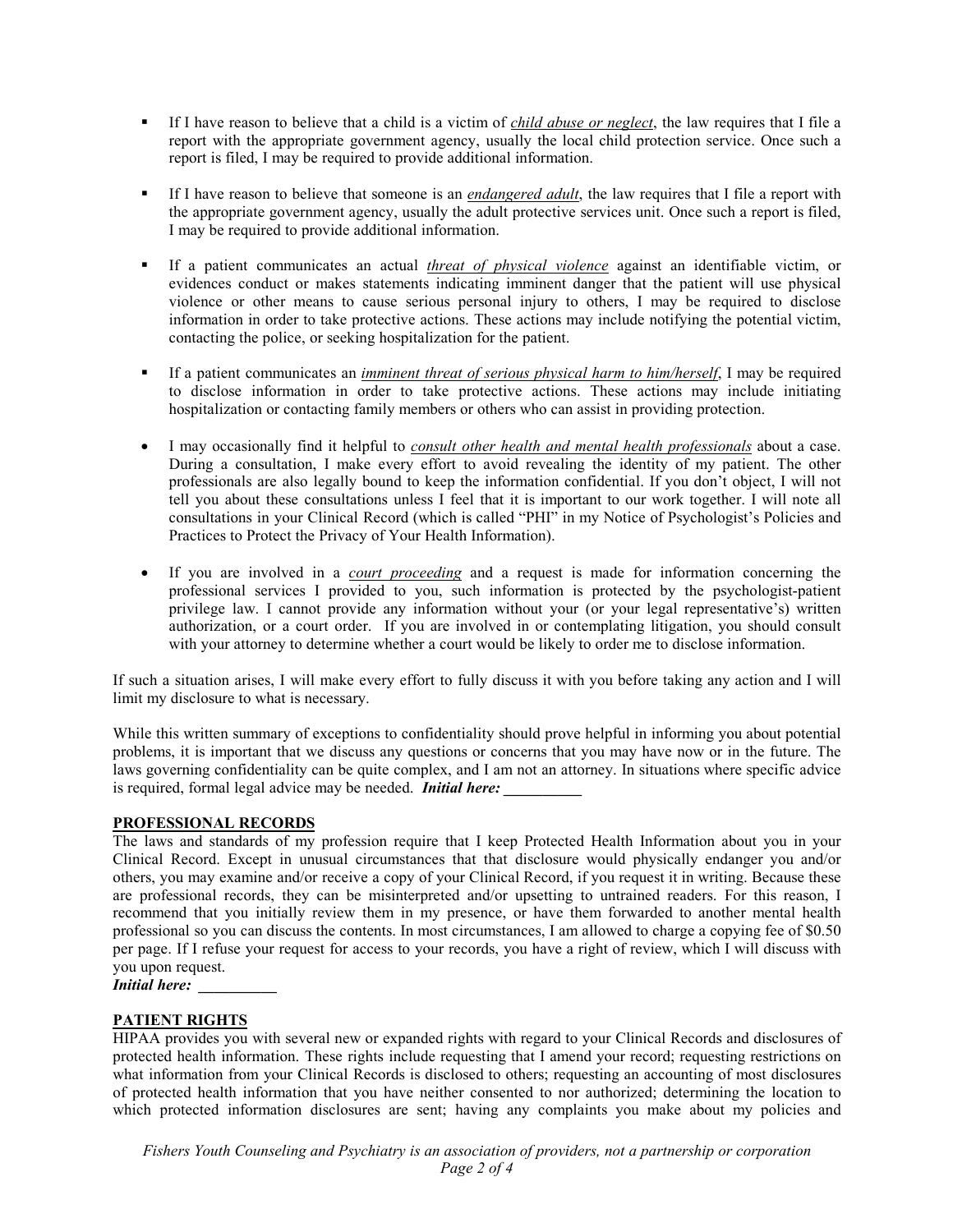- If I have reason to believe that a child is a victim of *child abuse or neglect*, the law requires that I file a report with the appropriate government agency, usually the local child protection service. Once such a report is filed, I may be required to provide additional information.

- If I have reason to believe that someone is an *endangered adult*, the law requires that I file a report with the appropriate government agency, usually the adult protective services unit. Once such a report is filed, I may be required to provide additional information.

- If a patient communicates an actual *threat of physical violence* against an identifiable victim, or evidences conduct or makes statements indicating imminent danger that the patient will use physical violence or other means to cause serious personal injury to others, I may be required to disclose information in order to take protective actions. These actions may include notifying the potential victim, contacting the police, or seeking hospitalization for the patient.

- If a patient communicates an *imminent threat of serious physical harm to him/herself*, I may be required to disclose information in order to take protective actions. These actions may include initiating hospitalization or contacting family members or others who can assist in providing protection.

- I may occasionally find it helpful to *consult other health and mental health professionals* about a case. During a consultation, I make every effort to avoid revealing the identity of my patient. The other professionals are also legally bound to keep the information confidential. If you don't object, I will not tell you about these consultations unless I feel that it is important to our work together. I will note all consultations in your Clinical Record (which is called "PHI" in my Notice of Psychologist's Policies and Practices to Protect the Privacy of Your Health Information).

- If you are involved in a *court proceeding* and a request is made for information concerning the professional services I provided to you, such information is protected by the psychologist-patient privilege law. I cannot provide any information without your (or your legal representative's) written authorization, or a court order. If you are involved in or contemplating litigation, you should consult with your attorney to determine whether a court would be likely to order me to disclose information.

If such a situation arises, I will make every effort to fully discuss it with you before taking any action and I will limit my disclosure to what is necessary.

While this written summary of exceptions to confidentiality should prove helpful in informing you about potential problems, it is important that we discuss any questions or concerns that you may have now or in the future. The laws governing confidentiality can be quite complex, and I am not an attorney. In situations where specific advice is required, formal legal advice may be needed. ***Initial here:*** __________

**PROFESSIONAL RECORDS**

The laws and standards of my profession require that I keep Protected Health Information about you in your Clinical Record. Except in unusual circumstances that that disclosure would physically endanger you and/or others, you may examine and/or receive a copy of your Clinical Record, if you request it in writing. Because these are professional records, they can be misinterpreted and/or upsetting to untrained readers. For this reason, I recommend that you initially review them in my presence, or have them forwarded to another mental health professional so you can discuss the contents. In most circumstances, I am allowed to charge a copying fee of $0.50 per page. If I refuse your request for access to your records, you have a right of review, which I will discuss with you upon request.

***Initial here:*** __________

**PATIENT RIGHTS**

HIPAA provides you with several new or expanded rights with regard to your Clinical Records and disclosures of protected health information. These rights include requesting that I amend your record; requesting restrictions on what information from your Clinical Records is disclosed to others; requesting an accounting of most disclosures of protected health information that you have neither consented to nor authorized; determining the location to which protected information disclosures are sent; having any complaints you make about my policies and

*Fishers Youth Counseling and Psychiatry is an association of providers, not a partnership or corporation*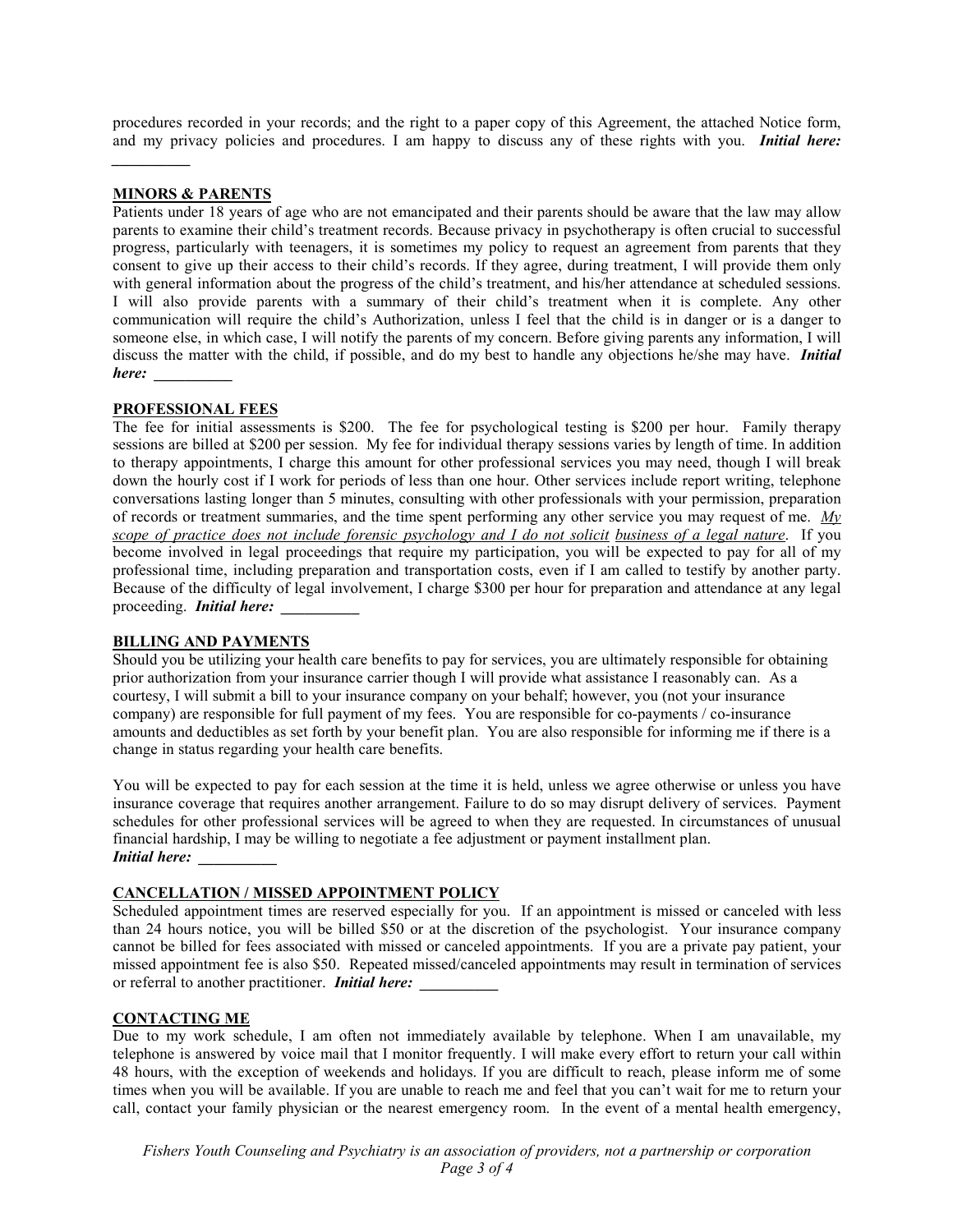procedures recorded in your records; and the right to a paper copy of this Agreement, the attached Notice form, and my privacy policies and procedures. I am happy to discuss any of these rights with you. ***Initial here:*** __________

**MINORS & PARENTS**

Patients under 18 years of age who are not emancipated and their parents should be aware that the law may allow parents to examine their child's treatment records. Because privacy in psychotherapy is often crucial to successful progress, particularly with teenagers, it is sometimes my policy to request an agreement from parents that they consent to give up their access to their child's records. If they agree, during treatment, I will provide them only with general information about the progress of the child's treatment, and his/her attendance at scheduled sessions. I will also provide parents with a summary of their child's treatment when it is complete. Any other communication will require the child's Authorization, unless I feel that the child is in danger or is a danger to someone else, in which case, I will notify the parents of my concern. Before giving parents any information, I will discuss the matter with the child, if possible, and do my best to handle any objections he/she may have. ***Initial here:*** __________

**PROFESSIONAL FEES**

The fee for initial assessments is $200. The fee for psychological testing is $200 per hour. Family therapy sessions are billed at $200 per session. My fee for individual therapy sessions varies by length of time. In addition to therapy appointments, I charge this amount for other professional services you may need, though I will break down the hourly cost if I work for periods of less than one hour. Other services include report writing, telephone conversations lasting longer than 5 minutes, consulting with other professionals with your permission, preparation of records or treatment summaries, and the time spent performing any other service you may request of me. *My scope of practice does not include forensic psychology and I do not solicit business of a legal nature*. If you become involved in legal proceedings that require my participation, you will be expected to pay for all of my professional time, including preparation and transportation costs, even if I am called to testify by another party. Because of the difficulty of legal involvement, I charge $300 per hour for preparation and attendance at any legal proceeding. ***Initial here:*** __________

**BILLING AND PAYMENTS**

Should you be utilizing your health care benefits to pay for services, you are ultimately responsible for obtaining prior authorization from your insurance carrier though I will provide what assistance I reasonably can. As a courtesy, I will submit a bill to your insurance company on your behalf; however, you (not your insurance company) are responsible for full payment of my fees. You are responsible for co-payments / co-insurance amounts and deductibles as set forth by your benefit plan. You are also responsible for informing me if there is a change in status regarding your health care benefits.

You will be expected to pay for each session at the time it is held, unless we agree otherwise or unless you have insurance coverage that requires another arrangement. Failure to do so may disrupt delivery of services. Payment schedules for other professional services will be agreed to when they are requested. In circumstances of unusual financial hardship, I may be willing to negotiate a fee adjustment or payment installment plan.
***Initial here:*** __________

**CANCELLATION / MISSED APPOINTMENT POLICY**

Scheduled appointment times are reserved especially for you. If an appointment is missed or canceled with less than 24 hours notice, you will be billed $50 or at the discretion of the psychologist. Your insurance company cannot be billed for fees associated with missed or canceled appointments. If you are a private pay patient, your missed appointment fee is also $50. Repeated missed/canceled appointments may result in termination of services or referral to another practitioner. ***Initial here:*** __________

**CONTACTING ME**

Due to my work schedule, I am often not immediately available by telephone. When I am unavailable, my telephone is answered by voice mail that I monitor frequently. I will make every effort to return your call within 48 hours, with the exception of weekends and holidays. If you are difficult to reach, please inform me of some times when you will be available. If you are unable to reach me and feel that you can't wait for me to return your call, contact your family physician or the nearest emergency room. In the event of a mental health emergency,

*Fishers Youth Counseling and Psychiatry is an association of providers, not a partnership or corporation*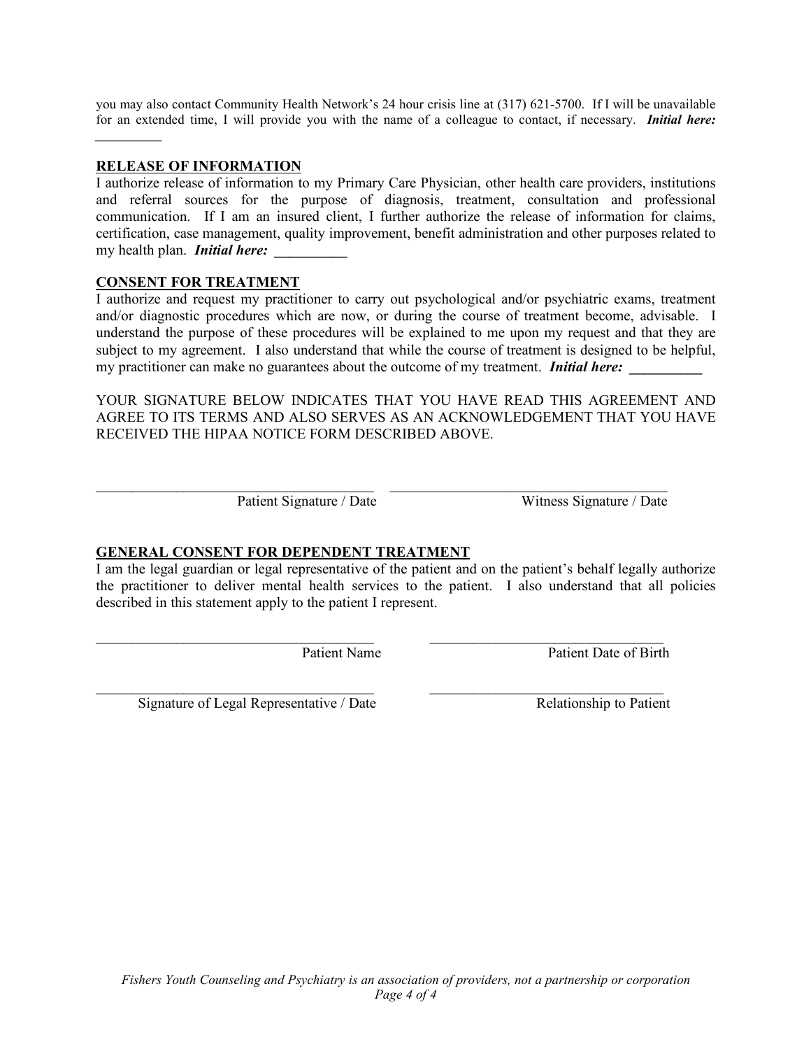you may also contact Community Health Network's 24 hour crisis line at (317) 621-5700. If I will be unavailable for an extended time, I will provide you with the name of a colleague to contact, if necessary. ***Initial here:*** __________

## RELEASE OF INFORMATION

I authorize release of information to my Primary Care Physician, other health care providers, institutions and referral sources for the purpose of diagnosis, treatment, consultation and professional communication. If I am an insured client, I further authorize the release of information for claims, certification, case management, quality improvement, benefit administration and other purposes related to my health plan. ***Initial here:*** __________

## CONSENT FOR TREATMENT

I authorize and request my practitioner to carry out psychological and/or psychiatric exams, treatment and/or diagnostic procedures which are now, or during the course of treatment become, advisable. I understand the purpose of these procedures will be explained to me upon my request and that they are subject to my agreement. I also understand that while the course of treatment is designed to be helpful, my practitioner can make no guarantees about the outcome of my treatment. ***Initial here:*** __________

YOUR SIGNATURE BELOW INDICATES THAT YOU HAVE READ THIS AGREEMENT AND AGREE TO ITS TERMS AND ALSO SERVES AS AN ACKNOWLEDGEMENT THAT YOU HAVE RECEIVED THE HIPAA NOTICE FORM DESCRIBED ABOVE.

________________________________________ ________________________________________

Patient Signature / Date Witness Signature / Date

## GENERAL CONSENT FOR DEPENDENT TREATMENT

I am the legal guardian or legal representative of the patient and on the patient's behalf legally authorize the practitioner to deliver mental health services to the patient. I also understand that all policies described in this statement apply to the patient I represent.

________________________________________ __________________________________

Patient Name Patient Date of Birth

________________________________________ __________________________________

Signature of Legal Representative / Date Relationship to Patient

*Fishers Youth Counseling and Psychiatry is an association of providers, not a partnership or corporation*